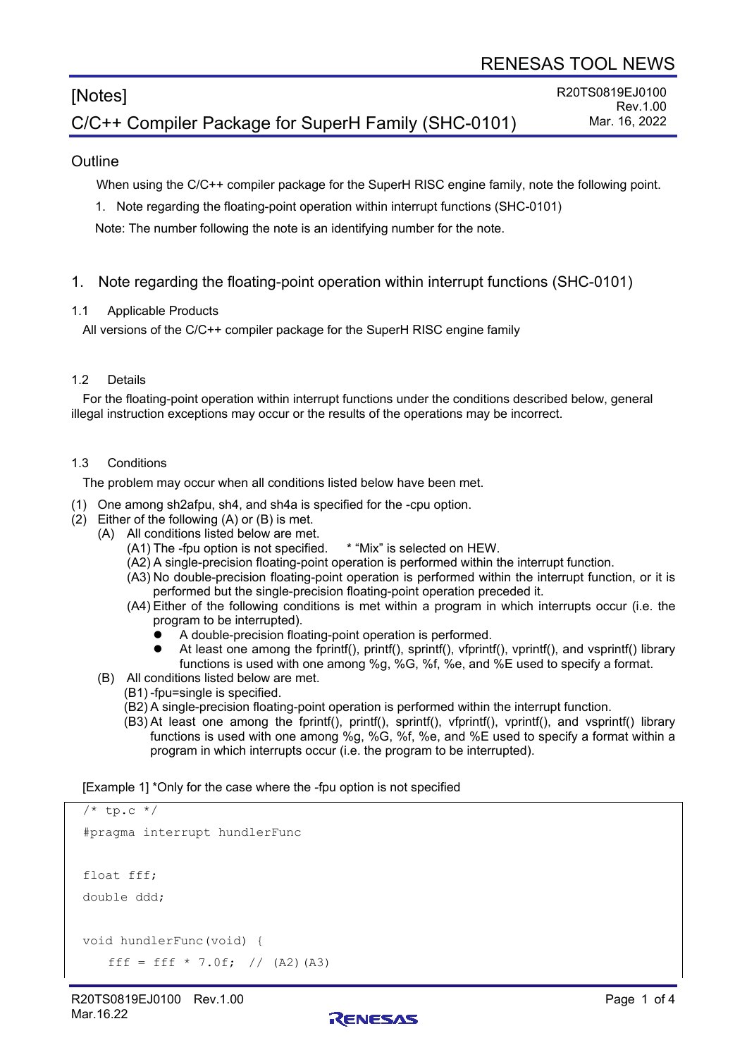RENESAS TOOL NEWS

# [Notes]

# C/C++ Compiler Package for SuperH Family (SHC-0101)

R20TS0819EJ0100
Rev.1.00
Mar. 16, 2022

## Outline

When using the C/C++ compiler package for the SuperH RISC engine family, note the following point.

1. Note regarding the floating-point operation within interrupt functions (SHC-0101)

Note: The number following the note is an identifying number for the note.

## 1. Note regarding the floating-point operation within interrupt functions (SHC-0101)

### 1.1 Applicable Products

All versions of the C/C++ compiler package for the SuperH RISC engine family

### 1.2 Details

For the floating-point operation within interrupt functions under the conditions described below, general illegal instruction exceptions may occur or the results of the operations may be incorrect.

### 1.3 Conditions

The problem may occur when all conditions listed below have been met.

(1) One among sh2afpu, sh4, and sh4a is specified for the -cpu option.
(2) Either of the following (A) or (B) is met.
- (A) All conditions listed below are met.
  - (A1) The -fpu option is not specified.  * "Mix" is selected on HEW.
  - (A2) A single-precision floating-point operation is performed within the interrupt function.
  - (A3) No double-precision floating-point operation is performed within the interrupt function, or it is performed but the single-precision floating-point operation preceded it.
  - (A4) Either of the following conditions is met within a program in which interrupts occur (i.e. the program to be interrupted).
    - A double-precision floating-point operation is performed.
    - At least one among the fprintf(), printf(), sprintf(), vfprintf(), vprintf(), and vsprintf() library functions is used with one among %g, %G, %f, %e, and %E used to specify a format.
- (B) All conditions listed below are met.
  - (B1) -fpu=single is specified.
  - (B2) A single-precision floating-point operation is performed within the interrupt function.
  - (B3) At least one among the fprintf(), printf(), sprintf(), vfprintf(), vprintf(), and vsprintf() library functions is used with one among %g, %G, %f, %e, and %E used to specify a format within a program in which interrupts occur (i.e. the program to be interrupted).

[Example 1] *Only for the case where the -fpu option is not specified

```
/* tp.c */
#pragma interrupt hundlerFunc

float fff;
double ddd;

void hundlerFunc(void) {
    fff = fff * 7.0f;  // (A2)(A3)
```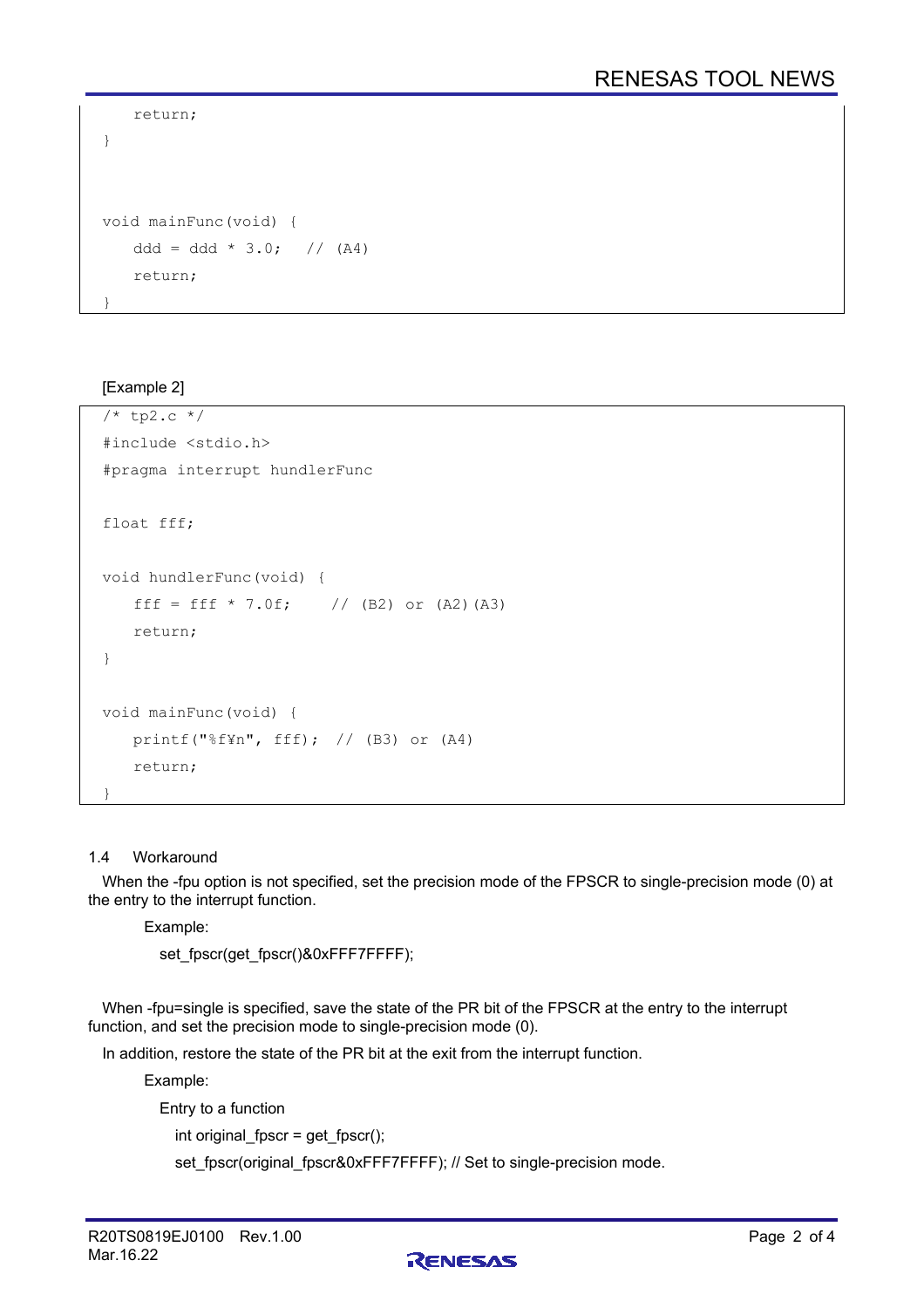```
    return;
}


void mainFunc(void) {
    ddd = ddd * 3.0;   // (A4)
    return;
}
```

[Example 2]

```
/* tp2.c */
#include <stdio.h>
#pragma interrupt hundlerFunc

float fff;

void hundlerFunc(void) {
    fff = fff * 7.0f;     // (B2) or (A2)(A3)
    return;
}

void mainFunc(void) {
    printf("%f¥n", fff);  // (B3) or (A4)
    return;
}
```

## 1.4 Workaround

When the -fpu option is not specified, set the precision mode of the FPSCR to single-precision mode (0) at the entry to the interrupt function.

Example:

set_fpscr(get_fpscr()&0xFFF7FFFF);

When -fpu=single is specified, save the state of the PR bit of the FPSCR at the entry to the interrupt function, and set the precision mode to single-precision mode (0).

In addition, restore the state of the PR bit at the exit from the interrupt function.

Example:

Entry to a function

int original_fpscr = get_fpscr();

set_fpscr(original_fpscr&0xFFF7FFFF); // Set to single-precision mode.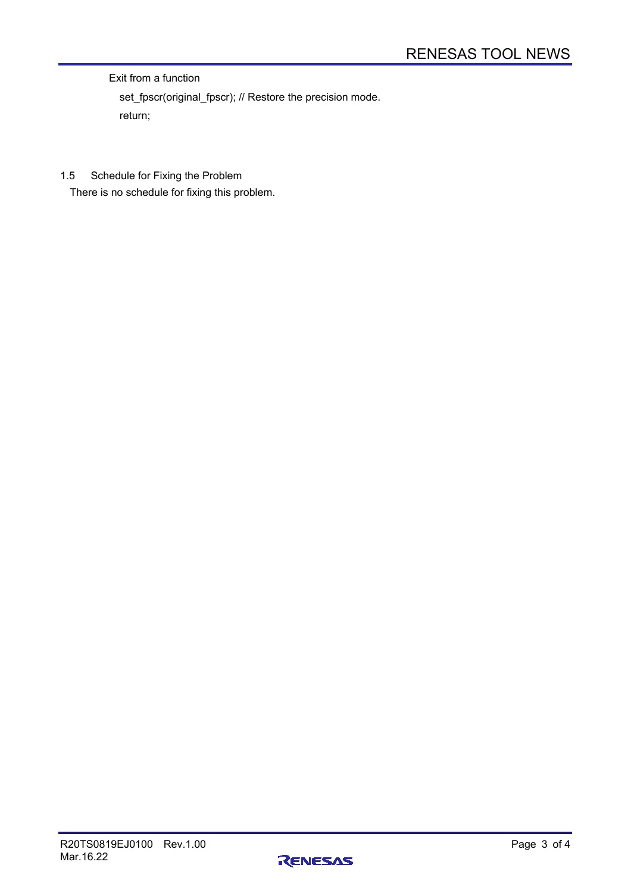Exit from a function

```
set_fpscr(original_fpscr); // Restore the precision mode.
return;
```

### 1.5 Schedule for Fixing the Problem

There is no schedule for fixing this problem.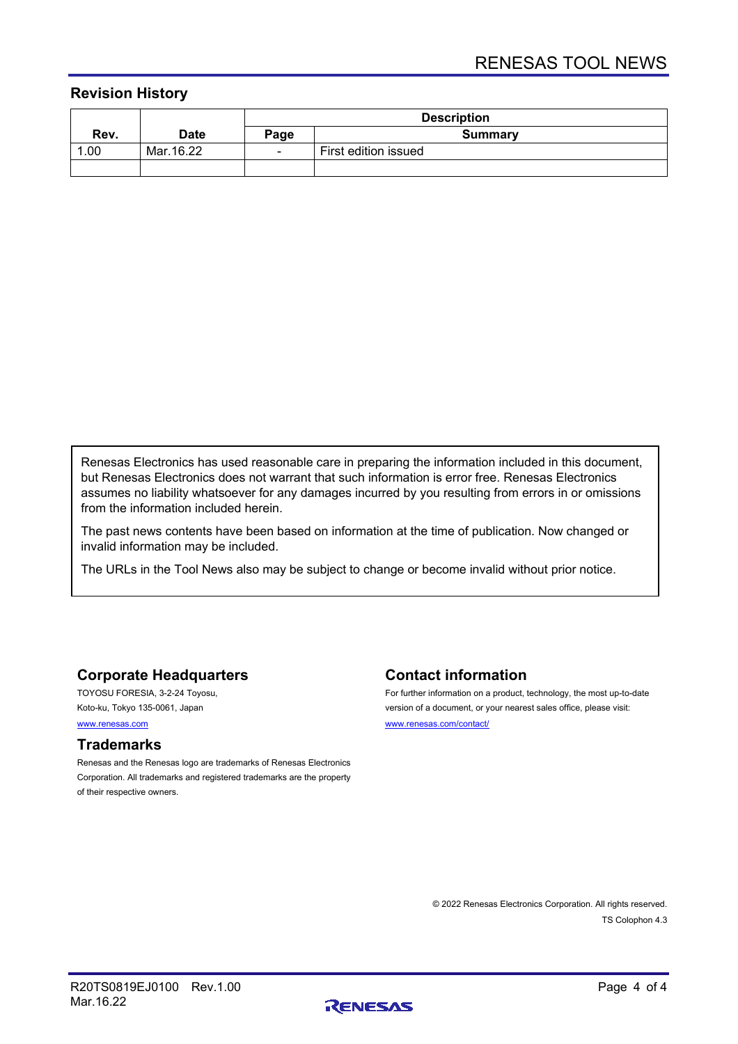## Revision History

| Rev. | Date | Description | |
|---|---|---|---|
| | | Page | Summary |
| 1.00 | Mar.16.22 | - | First edition issued |
| | | | |

Renesas Electronics has used reasonable care in preparing the information included in this document, but Renesas Electronics does not warrant that such information is error free. Renesas Electronics assumes no liability whatsoever for any damages incurred by you resulting from errors in or omissions from the information included herein.

The past news contents have been based on information at the time of publication. Now changed or invalid information may be included.

The URLs in the Tool News also may be subject to change or become invalid without prior notice.

### Corporate Headquarters

TOYOSU FORESIA, 3-2-24 Toyosu,
Koto-ku, Tokyo 135-0061, Japan
www.renesas.com

### Trademarks

Renesas and the Renesas logo are trademarks of Renesas Electronics Corporation. All trademarks and registered trademarks are the property of their respective owners.

### Contact information

For further information on a product, technology, the most up-to-date version of a document, or your nearest sales office, please visit:
www.renesas.com/contact/

© 2022 Renesas Electronics Corporation. All rights reserved.
TS Colophon 4.3